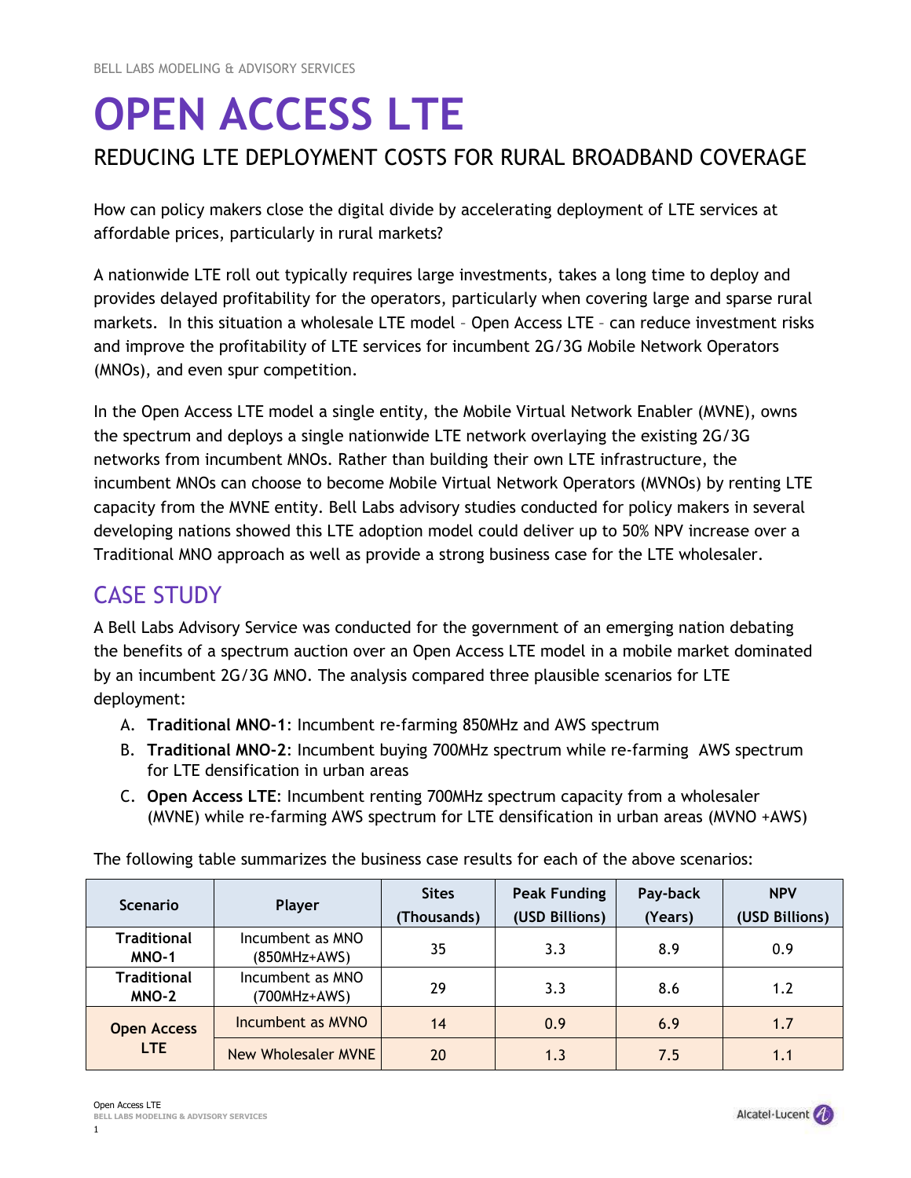# OPEN ACCESS LTE

## REDUCING LTE DEPLOYMENT COSTS FOR RURAL BROADBAND COVERAGE

How can policy makers close the digital divide by accelerating deployment of LTE services at affordable prices, particularly in rural markets?

A nationwide LTE roll out typically requires large investments, takes a long time to deploy and provides delayed profitability for the operators, particularly when covering large and sparse rural markets. In this situation a wholesale LTE model – Open Access LTE – can reduce investment risks and improve the profitability of LTE services for incumbent 2G/3G Mobile Network Operators (MNOs), and even spur competition.

In the Open Access LTE model a single entity, the Mobile Virtual Network Enabler (MVNE), owns the spectrum and deploys a single nationwide LTE network overlaying the existing 2G/3G networks from incumbent MNOs. Rather than building their own LTE infrastructure, the incumbent MNOs can choose to become Mobile Virtual Network Operators (MVNOs) by renting LTE capacity from the MVNE entity. Bell Labs advisory studies conducted for policy makers in several developing nations showed this LTE adoption model could deliver up to 50% NPV increase over a Traditional MNO approach as well as provide a strong business case for the LTE wholesaler.

## CASE STUDY

A Bell Labs Advisory Service was conducted for the government of an emerging nation debating the benefits of a spectrum auction over an Open Access LTE model in a mobile market dominated by an incumbent 2G/3G MNO. The analysis compared three plausible scenarios for LTE deployment:

A. **Traditional MNO-1**: Incumbent re-farming 850MHz and AWS spectrum
B. **Traditional MNO-2**: Incumbent buying 700MHz spectrum while re-farming AWS spectrum for LTE densification in urban areas
C. **Open Access LTE**: Incumbent renting 700MHz spectrum capacity from a wholesaler (MVNE) while re-farming AWS spectrum for LTE densification in urban areas (MVNO +AWS)

The following table summarizes the business case results for each of the above scenarios:

| Scenario | Player | Sites (Thousands) | Peak Funding (USD Billions) | Pay-back (Years) | NPV (USD Billions) |
|---|---|---|---|---|---|
| **Traditional MNO-1** | Incumbent as MNO (850MHz+AWS) | 35 | 3.3 | 8.9 | 0.9 |
| **Traditional MNO-2** | Incumbent as MNO (700MHz+AWS) | 29 | 3.3 | 8.6 | 1.2 |
| **Open Access LTE** | Incumbent as MVNO | 14 | 0.9 | 6.9 | 1.7 |
| | New Wholesaler MVNE | 20 | 1.3 | 7.5 | 1.1 |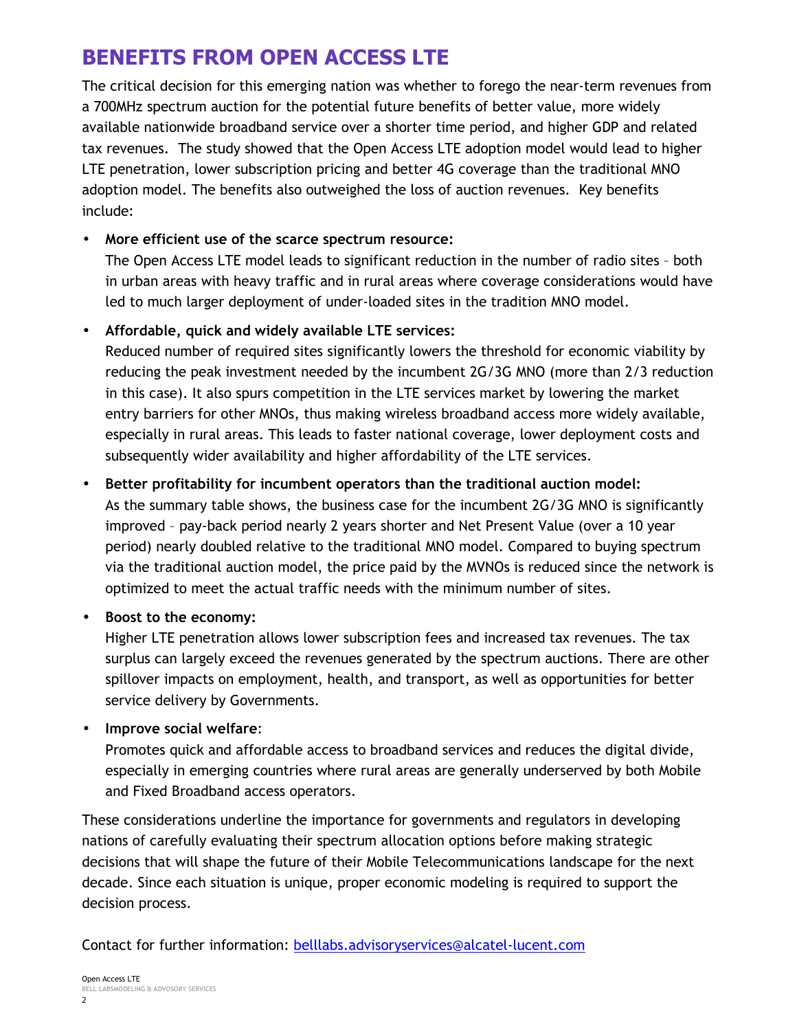# BENEFITS FROM OPEN ACCESS LTE

The critical decision for this emerging nation was whether to forego the near-term revenues from a 700MHz spectrum auction for the potential future benefits of better value, more widely available nationwide broadband service over a shorter time period, and higher GDP and related tax revenues. The study showed that the Open Access LTE adoption model would lead to higher LTE penetration, lower subscription pricing and better 4G coverage than the traditional MNO adoption model. The benefits also outweighed the loss of auction revenues. Key benefits include:

- **More efficient use of the scarce spectrum resource:**
  The Open Access LTE model leads to significant reduction in the number of radio sites – both in urban areas with heavy traffic and in rural areas where coverage considerations would have led to much larger deployment of under-loaded sites in the tradition MNO model.

- **Affordable, quick and widely available LTE services:**
  Reduced number of required sites significantly lowers the threshold for economic viability by reducing the peak investment needed by the incumbent 2G/3G MNO (more than 2/3 reduction in this case). It also spurs competition in the LTE services market by lowering the market entry barriers for other MNOs, thus making wireless broadband access more widely available, especially in rural areas. This leads to faster national coverage, lower deployment costs and subsequently wider availability and higher affordability of the LTE services.

- **Better profitability for incumbent operators than the traditional auction model:**
  As the summary table shows, the business case for the incumbent 2G/3G MNO is significantly improved – pay-back period nearly 2 years shorter and Net Present Value (over a 10 year period) nearly doubled relative to the traditional MNO model. Compared to buying spectrum via the traditional auction model, the price paid by the MVNOs is reduced since the network is optimized to meet the actual traffic needs with the minimum number of sites.

- **Boost to the economy:**
  Higher LTE penetration allows lower subscription fees and increased tax revenues. The tax surplus can largely exceed the revenues generated by the spectrum auctions. There are other spillover impacts on employment, health, and transport, as well as opportunities for better service delivery by Governments.

- **Improve social welfare**:
  Promotes quick and affordable access to broadband services and reduces the digital divide, especially in emerging countries where rural areas are generally underserved by both Mobile and Fixed Broadband access operators.

These considerations underline the importance for governments and regulators in developing nations of carefully evaluating their spectrum allocation options before making strategic decisions that will shape the future of their Mobile Telecommunications landscape for the next decade. Since each situation is unique, proper economic modeling is required to support the decision process.

Contact for further information: belllabs.advisoryservices@alcatel-lucent.com